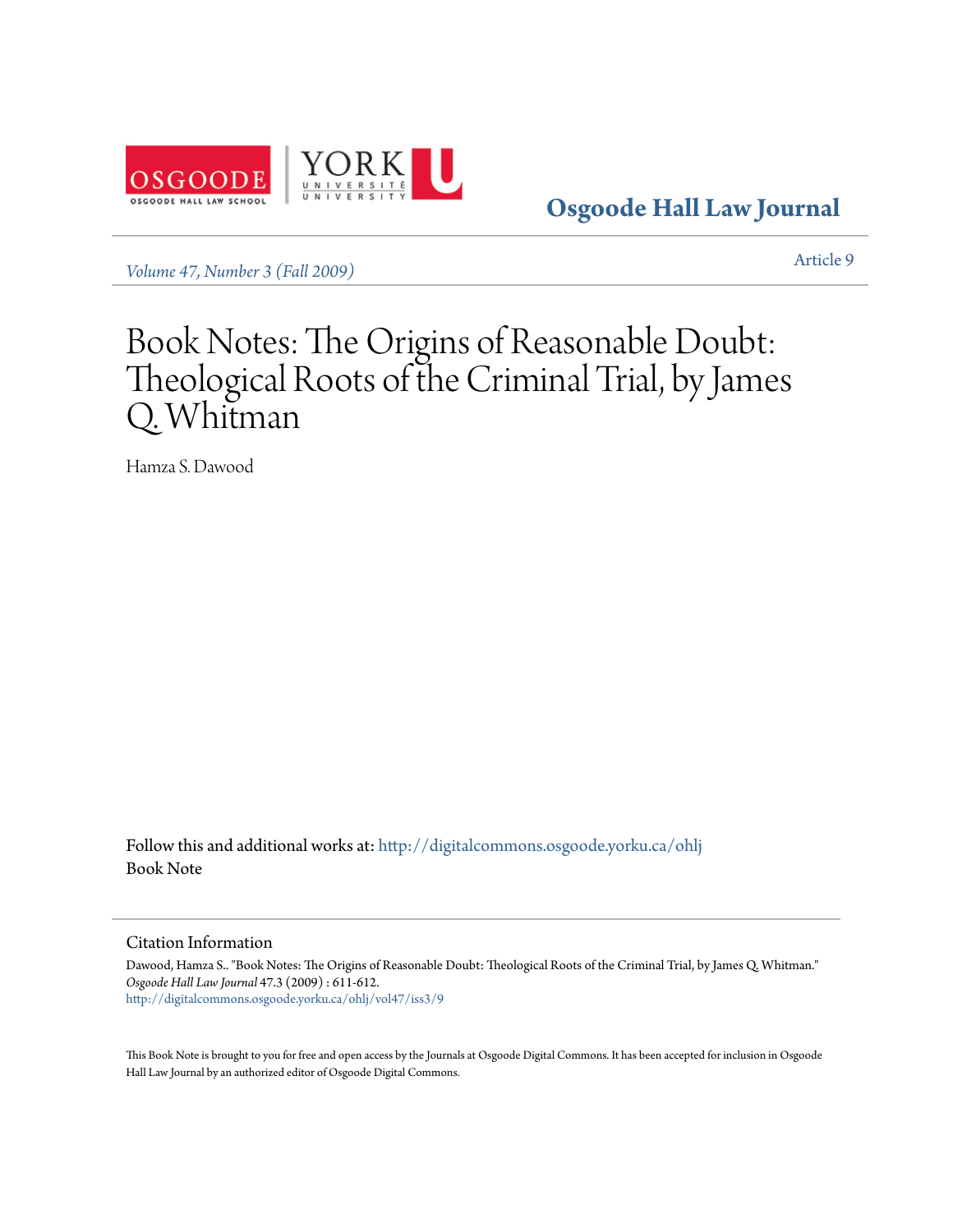Osgoode Hall Law Journal

*Volume 47, Number 3 (Fall 2009)*

Article 9

# Book Notes: The Origins of Reasonable Doubt: Theological Roots of the Criminal Trial, by James Q. Whitman

Hamza S. Dawood

Follow this and additional works at: http://digitalcommons.osgoode.yorku.ca/ohlj
Book Note

## Citation Information

Dawood, Hamza S.. "Book Notes: The Origins of Reasonable Doubt: Theological Roots of the Criminal Trial, by James Q. Whitman." *Osgoode Hall Law Journal* 47.3 (2009) : 611-612.
http://digitalcommons.osgoode.yorku.ca/ohlj/vol47/iss3/9

This Book Note is brought to you for free and open access by the Journals at Osgoode Digital Commons. It has been accepted for inclusion in Osgoode Hall Law Journal by an authorized editor of Osgoode Digital Commons.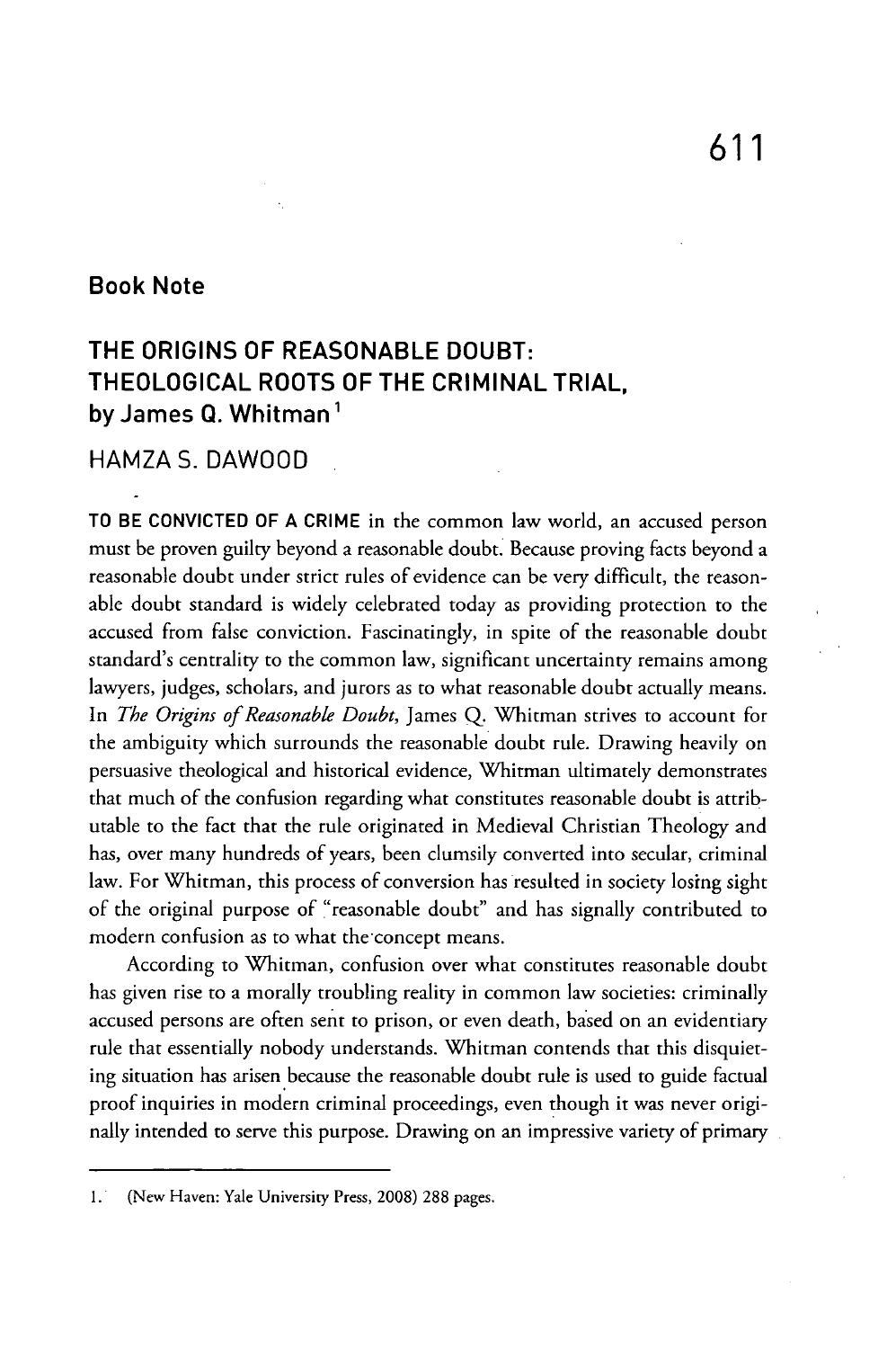## Book Note

## THE ORIGINS OF REASONABLE DOUBT: THEOLOGICAL ROOTS OF THE CRIMINAL TRIAL, by James Q. Whitman[1]

HAMZA S. DAWOOD

**TO BE CONVICTED OF A CRIME** in the common law world, an accused person must be proven guilty beyond a reasonable doubt. Because proving facts beyond a reasonable doubt under strict rules of evidence can be very difficult, the reasonable doubt standard is widely celebrated today as providing protection to the accused from false conviction. Fascinatingly, in spite of the reasonable doubt standard's centrality to the common law, significant uncertainty remains among lawyers, judges, scholars, and jurors as to what reasonable doubt actually means. In *The Origins of Reasonable Doubt*, James Q. Whitman strives to account for the ambiguity which surrounds the reasonable doubt rule. Drawing heavily on persuasive theological and historical evidence, Whitman ultimately demonstrates that much of the confusion regarding what constitutes reasonable doubt is attributable to the fact that the rule originated in Medieval Christian Theology and has, over many hundreds of years, been clumsily converted into secular, criminal law. For Whitman, this process of conversion has resulted in society losing sight of the original purpose of "reasonable doubt" and has signally contributed to modern confusion as to what the concept means.

According to Whitman, confusion over what constitutes reasonable doubt has given rise to a morally troubling reality in common law societies: criminally accused persons are often sent to prison, or even death, based on an evidentiary rule that essentially nobody understands. Whitman contends that this disquieting situation has arisen because the reasonable doubt rule is used to guide factual proof inquiries in modern criminal proceedings, even though it was never originally intended to serve this purpose. Drawing on an impressive variety of primary

---

1. (New Haven: Yale University Press, 2008) 288 pages.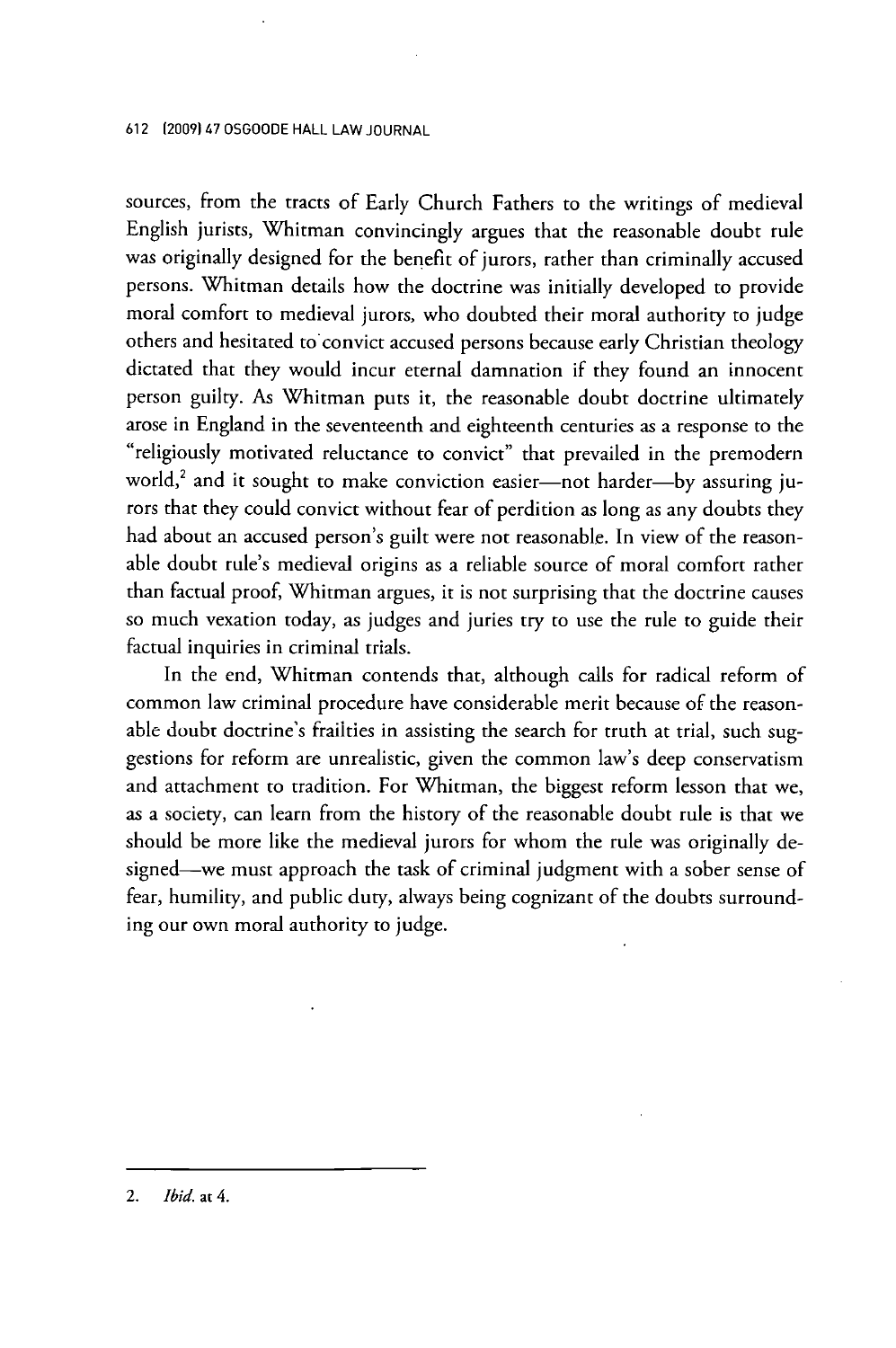sources, from the tracts of Early Church Fathers to the writings of medieval English jurists, Whitman convincingly argues that the reasonable doubt rule was originally designed for the benefit of jurors, rather than criminally accused persons. Whitman details how the doctrine was initially developed to provide moral comfort to medieval jurors, who doubted their moral authority to judge others and hesitated to convict accused persons because early Christian theology dictated that they would incur eternal damnation if they found an innocent person guilty. As Whitman puts it, the reasonable doubt doctrine ultimately arose in England in the seventeenth and eighteenth centuries as a response to the "religiously motivated reluctance to convict" that prevailed in the premodern world,[2] and it sought to make conviction easier—not harder—by assuring jurors that they could convict without fear of perdition as long as any doubts they had about an accused person's guilt were not reasonable. In view of the reasonable doubt rule's medieval origins as a reliable source of moral comfort rather than factual proof, Whitman argues, it is not surprising that the doctrine causes so much vexation today, as judges and juries try to use the rule to guide their factual inquiries in criminal trials.

In the end, Whitman contends that, although calls for radical reform of common law criminal procedure have considerable merit because of the reasonable doubt doctrine's frailties in assisting the search for truth at trial, such suggestions for reform are unrealistic, given the common law's deep conservatism and attachment to tradition. For Whitman, the biggest reform lesson that we, as a society, can learn from the history of the reasonable doubt rule is that we should be more like the medieval jurors for whom the rule was originally designed—we must approach the task of criminal judgment with a sober sense of fear, humility, and public duty, always being cognizant of the doubts surrounding our own moral authority to judge.

---

2. *Ibid.* at 4.